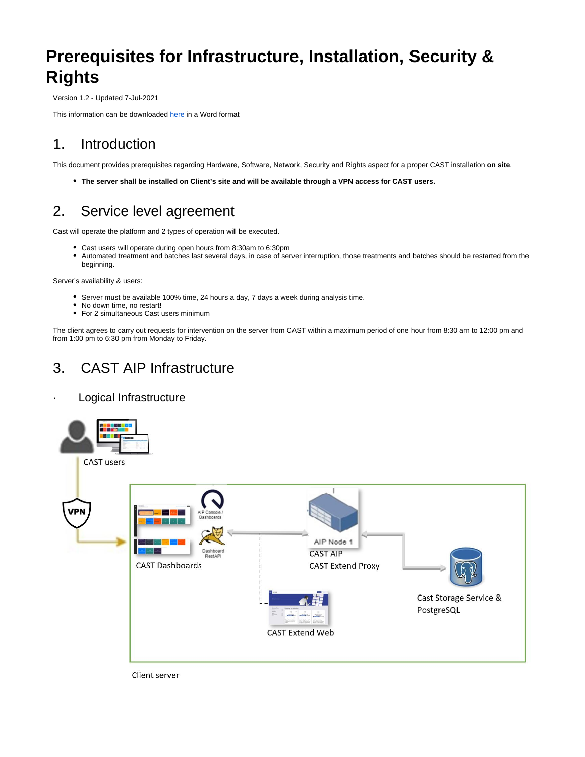# Prerequisites for Infrastructure, Installation, Security & Rights

Version 1.2 - Updated 7-Jul-2021

This information can be downloaded here in a Word format

## 1. Introduction

This document provides prerequisites regarding Hardware, Software, Network, Security and Rights aspect for a proper CAST installation **on site**.

- **The server shall be installed on Client's site and will be available through a VPN access for CAST users.**

## 2. Service level agreement

Cast will operate the platform and 2 types of operation will be executed.

- Cast users will operate during open hours from 8:30am to 6:30pm
- Automated treatment and batches last several days, in case of server interruption, those treatments and batches should be restarted from the beginning.

Server's availability & users:

- Server must be available 100% time, 24 hours a day, 7 days a week during analysis time.
- No down time, no restart!
- For 2 simultaneous Cast users minimum

The client agrees to carry out requests for intervention on the server from CAST within a maximum period of one hour from 8:30 am to 12:00 pm and from 1:00 pm to 6:30 pm from Monday to Friday.

## 3. CAST AIP Infrastructure

### · Logical Infrastructure

CAST users

VPN

AIP Console / Dashboards

Dashboard RestAPI

CAST Dashboards

AIP Node 1

CAST AIP

CAST Extend Proxy

Cast Storage Service & PostgreSQL

CAST Extend Web

Client server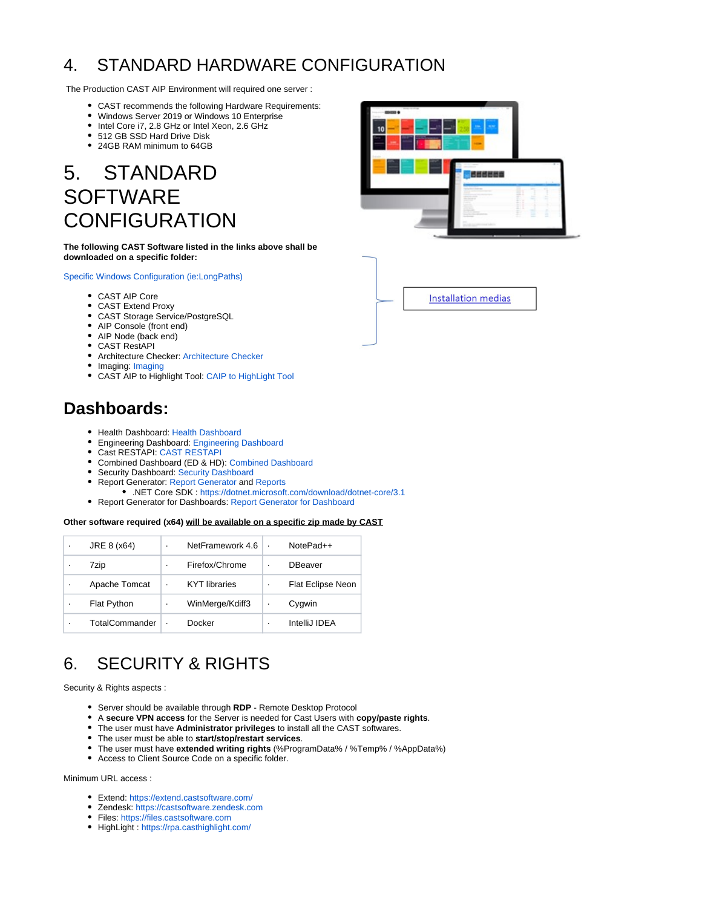# 4. STANDARD HARDWARE CONFIGURATION

The Production CAST AIP Environment will required one server :

- CAST recommends the following Hardware Requirements:
- Windows Server 2019 or Windows 10 Enterprise
- Intel Core i7, 2.8 GHz or Intel Xeon, 2.6 GHz
- 512 GB SSD Hard Drive Disk
- 24GB RAM minimum to 64GB

# 5. STANDARD SOFTWARE CONFIGURATION

**The following CAST Software listed in the links above shall be downloaded on a specific folder:**

Specific Windows Configuration (ie:LongPaths)

- CAST AIP Core
- CAST Extend Proxy
- CAST Storage Service/PostgreSQL
- AIP Console (front end)
- AIP Node (back end)
- CAST RestAPI
- Architecture Checker: Architecture Checker
- Imaging: Imaging
- CAST AIP to Highlight Tool: CAIP to HighLight Tool

Installation medias

## Dashboards:

- Health Dashboard: Health Dashboard
- Engineering Dashboard: Engineering Dashboard
- Cast RESTAPI: CAST RESTAPI
- Combined Dashboard (ED & HD): Combined Dashboard
- Security Dashboard: Security Dashboard
- Report Generator: Report Generator and Reports
  - .NET Core SDK : https://dotnet.microsoft.com/download/dotnet-core/3.1
- Report Generator for Dashboards: Report Generator for Dashboard

**Other software required (x64) <u>will be available on a specific zip made by CAST</u>**

| | | |
|---|---|---|
| · JRE 8 (x64) | · NetFramework 4.6 | · NotePad++ |
| · 7zip | · Firefox/Chrome | · DBeaver |
| · Apache Tomcat | · KYT libraries | · Flat Eclipse Neon |
| · Flat Python | · WinMerge/Kdiff3 | · Cygwin |
| · TotalCommander | · Docker | · IntelliJ IDEA |

# 6. SECURITY & RIGHTS

Security & Rights aspects :

- Server should be available through **RDP** - Remote Desktop Protocol
- A **secure VPN access** for the Server is needed for Cast Users with **copy/paste rights**.
- The user must have **Administrator privileges** to install all the CAST softwares.
- The user must be able to **start/stop/restart services**.
- The user must have **extended writing rights** (%ProgramData% / %Temp% / %AppData%)
- Access to Client Source Code on a specific folder.

Minimum URL access :

- Extend: https://extend.castsoftware.com/
- Zendesk: https://castsoftware.zendesk.com
- Files: https://files.castsoftware.com
- HighLight : https://rpa.casthighlight.com/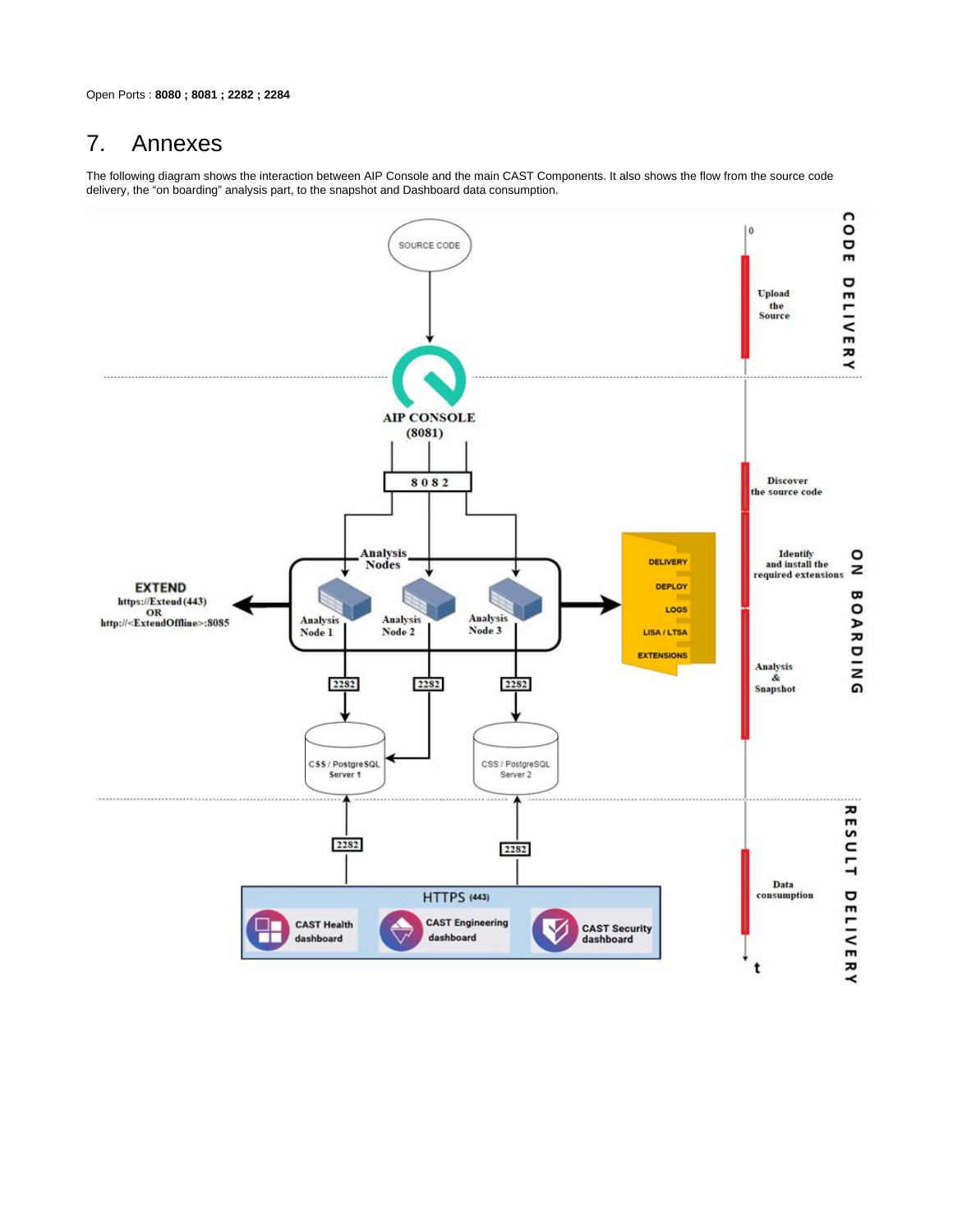Open Ports : **8080 ; 8081 ; 2282 ; 2284**

# 7. Annexes

The following diagram shows the interaction between AIP Console and the main CAST Components. It also shows the flow from the source code delivery, the "on boarding" analysis part, to the snapshot and Dashboard data consumption.

SOURCE CODE

AIP CONSOLE (8081)

8082

Analysis Nodes

Analysis Node 1

Analysis Node 2

Analysis Node 3

EXTEND
https://Extend (443)
OR
http://<ExtendOffline>:8085

DELIVERY
DEPLOY
LOGS
LISA / LTSA
EXTENSIONS

2282

2282

2282

CSS / PostgreSQL Server 1

CSS / PostgreSQL Server 2

2282

2282

HTTPS (443)

CAST Health dashboard

CAST Engineering dashboard

CAST Security dashboard

0

Upload the Source

Discover the source code

Identify and install the required extensions

Analysis & Snapshot

Data consumption

t

CODE DELIVERY

ON BOARDING

RESULT DELIVERY